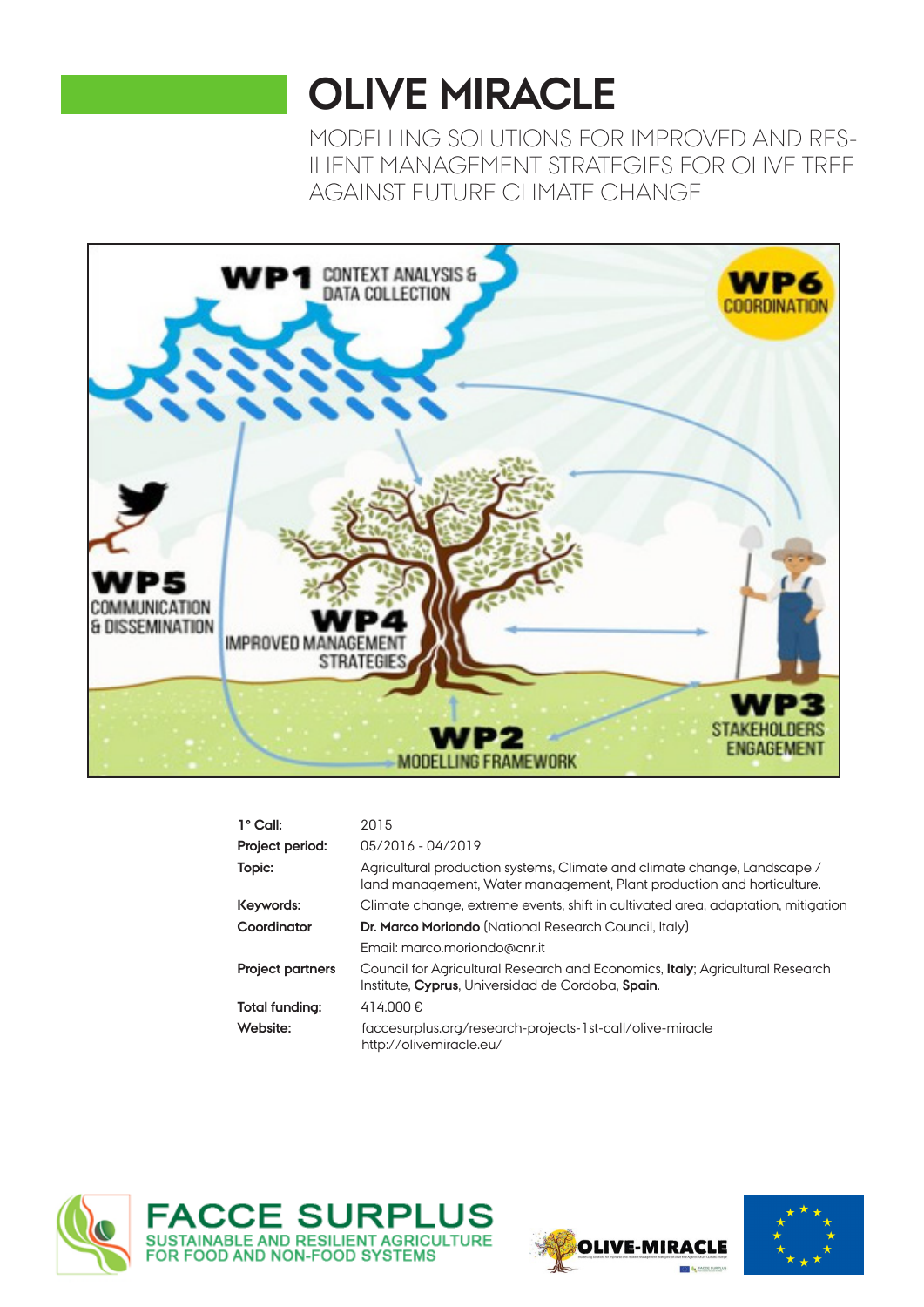# OLIVE MIRACLE

MODELLING SOLUTIONS FOR IMPROVED AND RESILIENT MANAGEMENT STRATEGIES FOR OLIVE TREE AGAINST FUTURE CLIMATE CHANGE

| | |
|---|---|
| **1° Call:** | 2015 |
| **Project period:** | 05/2016 - 04/2019 |
| **Topic:** | Agricultural production systems, Climate and climate change, Landscape / land management, Water management, Plant production and horticulture. |
| **Keywords:** | Climate change, extreme events, shift in cultivated area, adaptation, mitigation |
| **Coordinator** | **Dr. Marco Moriondo** (National Research Council, Italy) |
| | Email: marco.moriondo@cnr.it |
| **Project partners** | Council for Agricultural Research and Economics, **Italy**; Agricultural Research Institute, **Cyprus**, Universidad de Cordoba, **Spain**. |
| **Total funding:** | 414.000 € |
| **Website:** | faccesurplus.org/research-projects-1st-call/olive-miracle http://olivemiracle.eu/ |

FACCE SURPLUS
SUSTAINABLE AND RESILIENT AGRICULTURE FOR FOOD AND NON-FOOD SYSTEMS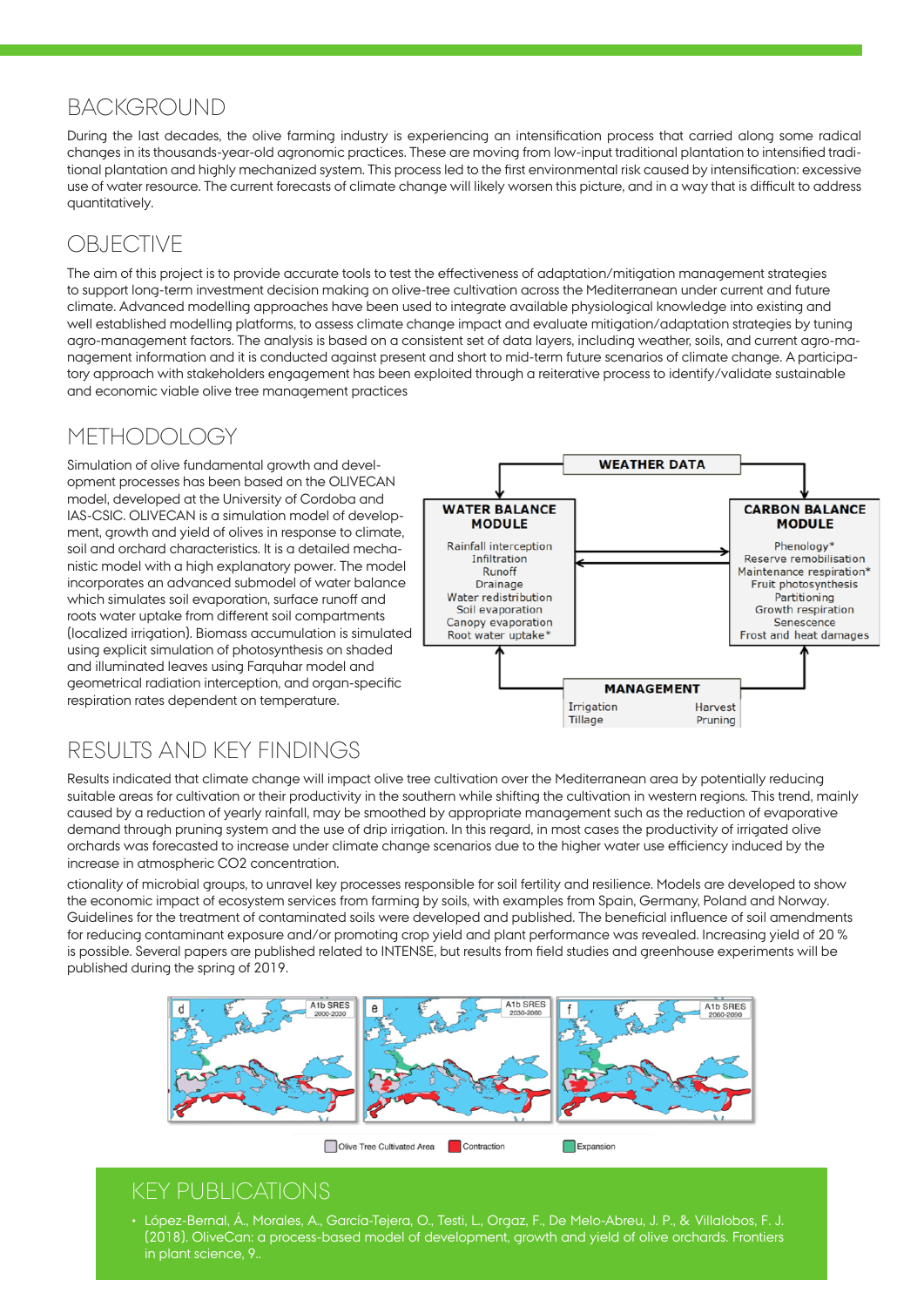## BACKGROUND

During the last decades, the olive farming industry is experiencing an intensification process that carried along some radical changes in its thousands-year-old agronomic practices. These are moving from low-input traditional plantation to intensive traditional plantation and highly mechanized system. This process led to the first environmental risk caused by intensification: excessive use of water resource. The current forecasts of climate change will likely worsen this picture, and in a way that is difficult to address quantitatively.

## OBJECTIVE

The aim of this project is to provide accurate tools to test the effectiveness of adaptation/mitigation management strategies to support long-term investment decision making on olive-tree cultivation across the Mediterranean under current and future climate. Advanced modelling approaches have been used to integrate available physiological knowledge into existing and well established modelling platforms, to assess climate change impact and evaluate mitigation/adaptation strategies by tuning agro-management factors. The analysis is based on a consistent set of data layers, including weather, soils, and current agro-management information and it is conducted against present and short to mid-term future scenarios of climate change. A participatory approach with stakeholders engagement has been exploited through a reiterative process to identify/validate sustainable and economic viable olive tree management practices

## METHODOLOGY

Simulation of olive fundamental growth and development processes has been based on the OLIVECAN model, developed at the University of Cordoba and IAS-CSIC. OLIVECAN is a simulation model of development, growth and yield of olives in response to climate, soil and orchard characteristics. It is a detailed mechanistic model with a high explanatory power. The model incorporates an advanced submodel of water balance which simulates soil evaporation, surface runoff and roots water uptake from different soil compartments (localized irrigation). Biomass accumulation is simulated using explicit simulation of photosynthesis on shaded and illuminated leaves using Farquhar model and geometrical radiation interception, and organ-specific respiration rates dependent on temperature.

WEATHER DATA

WATER BALANCE MODULE
Rainfall interception
Infiltration
Runoff
Drainage
Water redistribution
Soil evaporation
Canopy evaporation
Root water uptake*

CARBON BALANCE MODULE
Phenology*
Reserve remobilisation
Maintenance respiration*
Fruit photosynthesis
Partitioning
Growth respiration
Senescence
Frost and heat damages

MANAGEMENT
Irrigation
Tillage
Harvest
Pruning

## RESULTS AND KEY FINDINGS

Results indicated that climate change will impact olive tree cultivation over the Mediterranean area by potentially reducing suitable areas for cultivation or their productivity in the southern while shifting the cultivation in western regions. This trend, mainly caused by a reduction of yearly rainfall, may be smoothed by appropriate management such as the reduction of evaporative demand through pruning system and the use of drip irrigation. In this regard, in most cases the productivity of irrigated olive orchards was forecasted to increase under climate change scenarios due to the higher water use efficiency induced by the increase in atmospheric $CO_2$ concentration.

ctionality of microbial groups, to unravel key processes responsible for soil fertility and resilience. Models are developed to show the economic impact of ecosystem services from farming by soils, with examples from Spain, Germany, Poland and Norway. Guidelines for the treatment of contaminated soils were developed and published. The beneficial influence of soil amendments for reducing contaminant exposure and/or promoting crop yield and plant performance was revealed. Increasing yield of 20 % is possible. Several papers are published related to INTENSE, but results from field studies and greenhouse experiments will be published during the spring of 2019.

d A1b SRES 2000-2030
e A1b SRES 2030-2060
f A1b SRES 2060-2090

Olive Tree Cultivated Area   Contraction   Expansion

## KEY PUBLICATIONS

- López-Bernal, Á., Morales, A., García-Tejera, O., Testi, L., Orgaz, F., De Melo-Abreu, J. P., & Villalobos, F. J. (2018). OliveCan: a process-based model of development, growth and yield of olive orchards. Frontiers in plant science, 9..